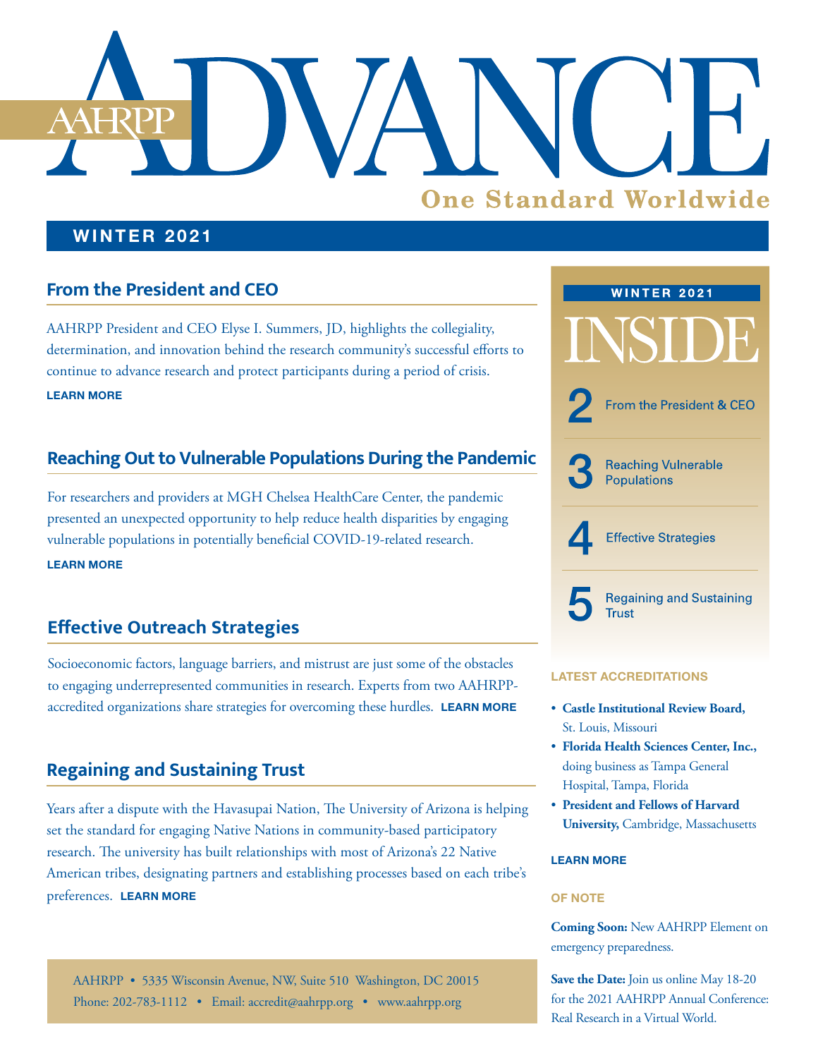# AAHRPP ADVANCE

**One Standard Worldwide**

## WINTER 2021

## From the President and CEO

AAHRPP President and CEO Elyse I. Summers, JD, highlights the collegiality, determination, and innovation behind the research community's successful efforts to continue to advance research and protect participants during a period of crisis.

**LEARN MORE**

## Reaching Out to Vulnerable Populations During the Pandemic

For researchers and providers at MGH Chelsea HealthCare Center, the pandemic presented an unexpected opportunity to help reduce health disparities by engaging vulnerable populations in potentially beneficial COVID-19-related research.

**LEARN MORE**

## Effective Outreach Strategies

Socioeconomic factors, language barriers, and mistrust are just some of the obstacles to engaging underrepresented communities in research. Experts from two AAHRPP-accredited organizations share strategies for overcoming these hurdles. **LEARN MORE**

## Regaining and Sustaining Trust

Years after a dispute with the Havasupai Nation, The University of Arizona is helping set the standard for engaging Native Nations in community-based participatory research. The university has built relationships with most of Arizona's 22 Native American tribes, designating partners and establishing processes based on each tribe's preferences. **LEARN MORE**

AAHRPP • 5335 Wisconsin Avenue, NW, Suite 510 Washington, DC 20015
Phone: 202-783-1112 • Email: accredit@aahrpp.org • www.aahrpp.org

## WINTER 2021 INSIDE

- **2** From the President & CEO
- **3** Reaching Vulnerable Populations
- **4** Effective Strategies
- **5** Regaining and Sustaining Trust

### LATEST ACCREDITATIONS

- **Castle Institutional Review Board,** St. Louis, Missouri
- **Florida Health Sciences Center, Inc.,** doing business as Tampa General Hospital, Tampa, Florida
- **President and Fellows of Harvard University,** Cambridge, Massachusetts

**LEARN MORE**

### OF NOTE

**Coming Soon:** New AAHRPP Element on emergency preparedness.

**Save the Date:** Join us online May 18-20 for the 2021 AAHRPP Annual Conference: Real Research in a Virtual World.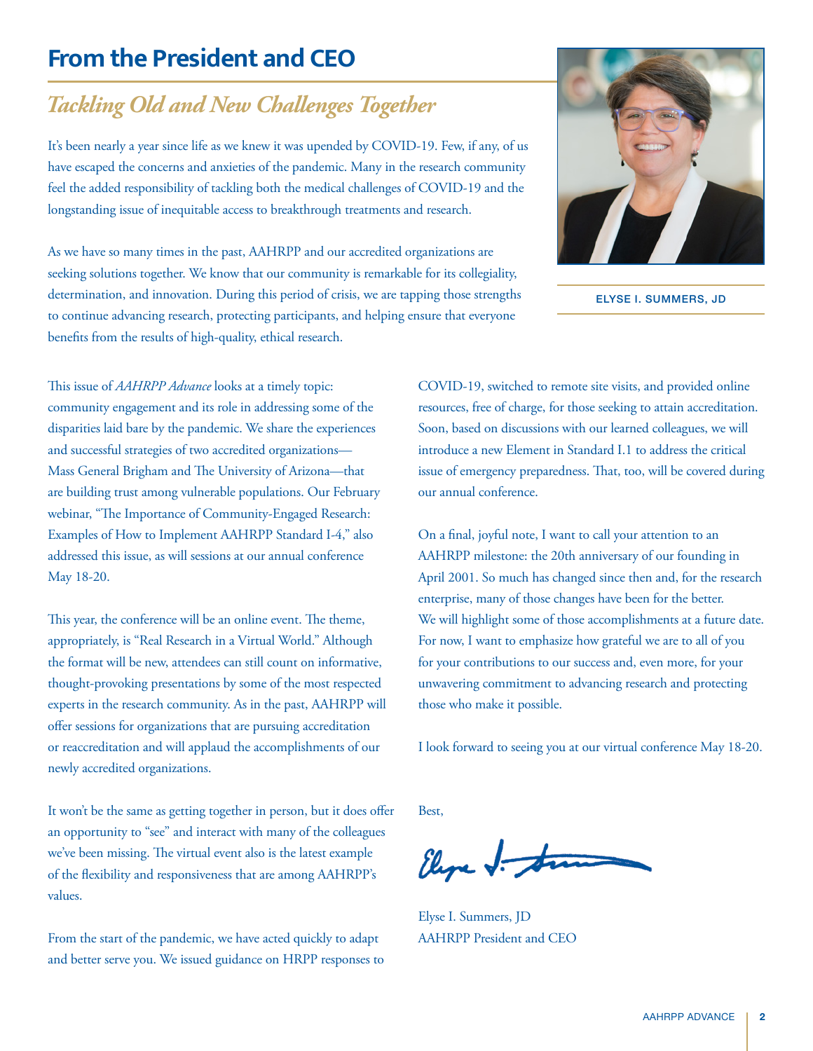# From the President and CEO

## *Tackling Old and New Challenges Together*

It's been nearly a year since life as we knew it was upended by COVID-19. Few, if any, of us have escaped the concerns and anxieties of the pandemic. Many in the research community feel the added responsibility of tackling both the medical challenges of COVID-19 and the longstanding issue of inequitable access to breakthrough treatments and research.

As we have so many times in the past, AAHRPP and our accredited organizations are seeking solutions together. We know that our community is remarkable for its collegiality, determination, and innovation. During this period of crisis, we are tapping those strengths to continue advancing research, protecting participants, and helping ensure that everyone benefits from the results of high-quality, ethical research.

ELYSE I. SUMMERS, JD

This issue of *AAHRPP Advance* looks at a timely topic: community engagement and its role in addressing some of the disparities laid bare by the pandemic. We share the experiences and successful strategies of two accredited organizations—Mass General Brigham and The University of Arizona—that are building trust among vulnerable populations. Our February webinar, "The Importance of Community-Engaged Research: Examples of How to Implement AAHRPP Standard I-4," also addressed this issue, as will sessions at our annual conference May 18-20.

This year, the conference will be an online event. The theme, appropriately, is "Real Research in a Virtual World." Although the format will be new, attendees can still count on informative, thought-provoking presentations by some of the most respected experts in the research community. As in the past, AAHRPP will offer sessions for organizations that are pursuing accreditation or reaccreditation and will applaud the accomplishments of our newly accredited organizations.

It won't be the same as getting together in person, but it does offer an opportunity to "see" and interact with many of the colleagues we've been missing. The virtual event also is the latest example of the flexibility and responsiveness that are among AAHRPP's values.

From the start of the pandemic, we have acted quickly to adapt and better serve you. We issued guidance on HRPP responses to COVID-19, switched to remote site visits, and provided online resources, free of charge, for those seeking to attain accreditation. Soon, based on discussions with our learned colleagues, we will introduce a new Element in Standard I.1 to address the critical issue of emergency preparedness. That, too, will be covered during our annual conference.

On a final, joyful note, I want to call your attention to an AAHRPP milestone: the 20th anniversary of our founding in April 2001. So much has changed since then and, for the research enterprise, many of those changes have been for the better. We will highlight some of those accomplishments at a future date. For now, I want to emphasize how grateful we are to all of you for your contributions to our success and, even more, for your unwavering commitment to advancing research and protecting those who make it possible.

I look forward to seeing you at our virtual conference May 18-20.

Best,

Elyse I. Summers, JD
AAHRPP President and CEO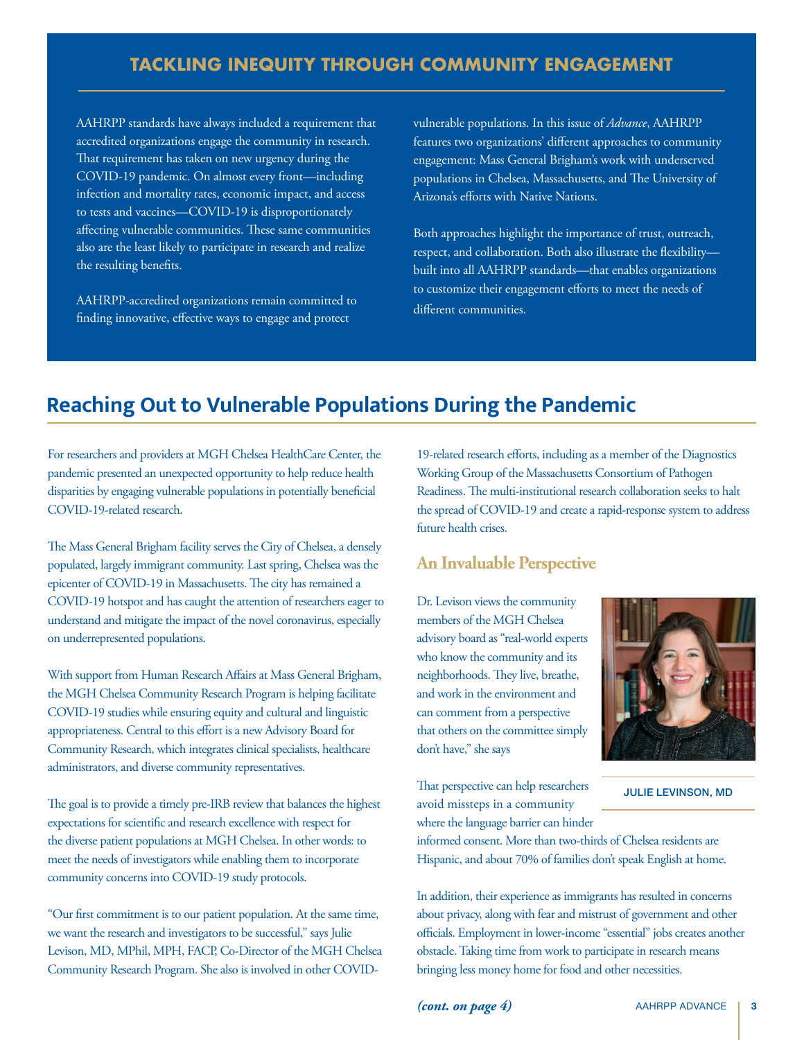## TACKLING INEQUITY THROUGH COMMUNITY ENGAGEMENT

AAHRPP standards have always included a requirement that accredited organizations engage the community in research. That requirement has taken on new urgency during the COVID-19 pandemic. On almost every front—including infection and mortality rates, economic impact, and access to tests and vaccines—COVID-19 is disproportionately affecting vulnerable communities. These same communities also are the least likely to participate in research and realize the resulting benefits.

AAHRPP-accredited organizations remain committed to finding innovative, effective ways to engage and protect vulnerable populations. In this issue of *Advance*, AAHRPP features two organizations' different approaches to community engagement: Mass General Brigham's work with underserved populations in Chelsea, Massachusetts, and The University of Arizona's efforts with Native Nations.

Both approaches highlight the importance of trust, outreach, respect, and collaboration. Both also illustrate the flexibility—built into all AAHRPP standards—that enables organizations to customize their engagement efforts to meet the needs of different communities.

# Reaching Out to Vulnerable Populations During the Pandemic

For researchers and providers at MGH Chelsea HealthCare Center, the pandemic presented an unexpected opportunity to help reduce health disparities by engaging vulnerable populations in potentially beneficial COVID-19-related research.

The Mass General Brigham facility serves the City of Chelsea, a densely populated, largely immigrant community. Last spring, Chelsea was the epicenter of COVID-19 in Massachusetts. The city has remained a COVID-19 hotspot and has caught the attention of researchers eager to understand and mitigate the impact of the novel coronavirus, especially on underrepresented populations.

With support from Human Research Affairs at Mass General Brigham, the MGH Chelsea Community Research Program is helping facilitate COVID-19 studies while ensuring equity and cultural and linguistic appropriateness. Central to this effort is a new Advisory Board for Community Research, which integrates clinical specialists, healthcare administrators, and diverse community representatives.

The goal is to provide a timely pre-IRB review that balances the highest expectations for scientific and research excellence with respect for the diverse patient populations at MGH Chelsea. In other words: to meet the needs of investigators while enabling them to incorporate community concerns into COVID-19 study protocols.

"Our first commitment is to our patient population. At the same time, we want the research and investigators to be successful," says Julie Levison, MD, MPhil, MPH, FACP, Co-Director of the MGH Chelsea Community Research Program. She also is involved in other COVID-19-related research efforts, including as a member of the Diagnostics Working Group of the Massachusetts Consortium of Pathogen Readiness. The multi-institutional research collaboration seeks to halt the spread of COVID-19 and create a rapid-response system to address future health crises.

## An Invaluable Perspective

Dr. Levison views the community members of the MGH Chelsea advisory board as "real-world experts who know the community and its neighborhoods. They live, breathe, and work in the environment and can comment from a perspective that others on the committee simply don't have," she says

JULIE LEVISON, MD

That perspective can help researchers avoid missteps in a community where the language barrier can hinder informed consent. More than two-thirds of Chelsea residents are Hispanic, and about 70% of families don't speak English at home.

In addition, their experience as immigrants has resulted in concerns about privacy, along with fear and mistrust of government and other officials. Employment in lower-income "essential" jobs creates another obstacle. Taking time from work to participate in research means bringing less money home for food and other necessities.

***(cont. on page 4)***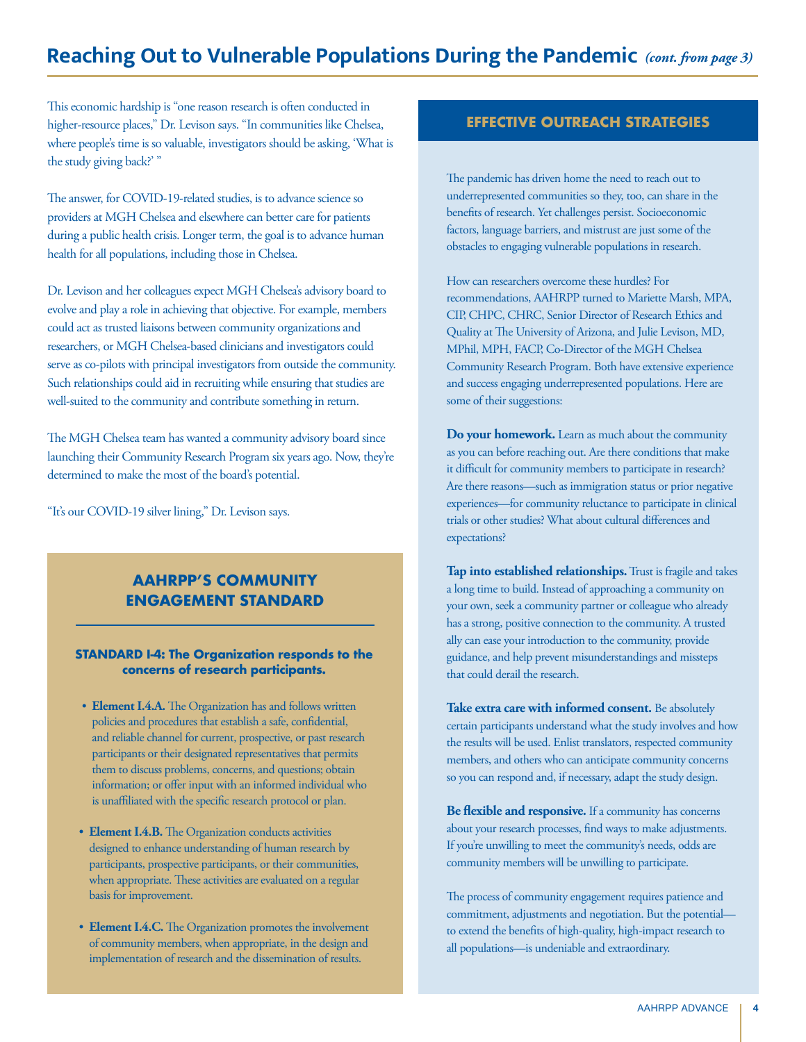# Reaching Out to Vulnerable Populations During the Pandemic *(cont. from page 3)*

This economic hardship is "one reason research is often conducted in higher-resource places," Dr. Levison says. "In communities like Chelsea, where people's time is so valuable, investigators should be asking, 'What is the study giving back?' "

The answer, for COVID-19-related studies, is to advance science so providers at MGH Chelsea and elsewhere can better care for patients during a public health crisis. Longer term, the goal is to advance human health for all populations, including those in Chelsea.

Dr. Levison and her colleagues expect MGH Chelsea's advisory board to evolve and play a role in achieving that objective. For example, members could act as trusted liaisons between community organizations and researchers, or MGH Chelsea-based clinicians and investigators could serve as co-pilots with principal investigators from outside the community. Such relationships could aid in recruiting while ensuring that studies are well-suited to the community and contribute something in return.

The MGH Chelsea team has wanted a community advisory board since launching their Community Research Program six years ago. Now, they're determined to make the most of the board's potential.

"It's our COVID-19 silver lining," Dr. Levison says.

## AAHRPP'S COMMUNITY ENGAGEMENT STANDARD

**STANDARD I-4: The Organization responds to the concerns of research participants.**

- **Element I.4.A.** The Organization has and follows written policies and procedures that establish a safe, confidential, and reliable channel for current, prospective, or past research participants or their designated representatives that permits them to discuss problems, concerns, and questions; obtain information; or offer input with an informed individual who is unaffiliated with the specific research protocol or plan.
- **Element I.4.B.** The Organization conducts activities designed to enhance understanding of human research by participants, prospective participants, or their communities, when appropriate. These activities are evaluated on a regular basis for improvement.
- **Element I.4.C.** The Organization promotes the involvement of community members, when appropriate, in the design and implementation of research and the dissemination of results.

## EFFECTIVE OUTREACH STRATEGIES

The pandemic has driven home the need to reach out to underrepresented communities so they, too, can share in the benefits of research. Yet challenges persist. Socioeconomic factors, language barriers, and mistrust are just some of the obstacles to engaging vulnerable populations in research.

How can researchers overcome these hurdles? For recommendations, AAHRPP turned to Mariette Marsh, MPA, CIP, CHPC, CHRC, Senior Director of Research Ethics and Quality at The University of Arizona, and Julie Levison, MD, MPhil, MPH, FACP, Co-Director of the MGH Chelsea Community Research Program. Both have extensive experience and success engaging underrepresented populations. Here are some of their suggestions:

**Do your homework.** Learn as much about the community as you can before reaching out. Are there conditions that make it difficult for community members to participate in research? Are there reasons—such as immigration status or prior negative experiences—for community reluctance to participate in clinical trials or other studies? What about cultural differences and expectations?

**Tap into established relationships.** Trust is fragile and takes a long time to build. Instead of approaching a community on your own, seek a community partner or colleague who already has a strong, positive connection to the community. A trusted ally can ease your introduction to the community, provide guidance, and help prevent misunderstandings and missteps that could derail the research.

**Take extra care with informed consent.** Be absolutely certain participants understand what the study involves and how the results will be used. Enlist translators, respected community members, and others who can anticipate community concerns so you can respond and, if necessary, adapt the study design.

**Be flexible and responsive.** If a community has concerns about your research processes, find ways to make adjustments. If you're unwilling to meet the community's needs, odds are community members will be unwilling to participate.

The process of community engagement requires patience and commitment, adjustments and negotiation. But the potential—to extend the benefits of high-quality, high-impact research to all populations—is undeniable and extraordinary.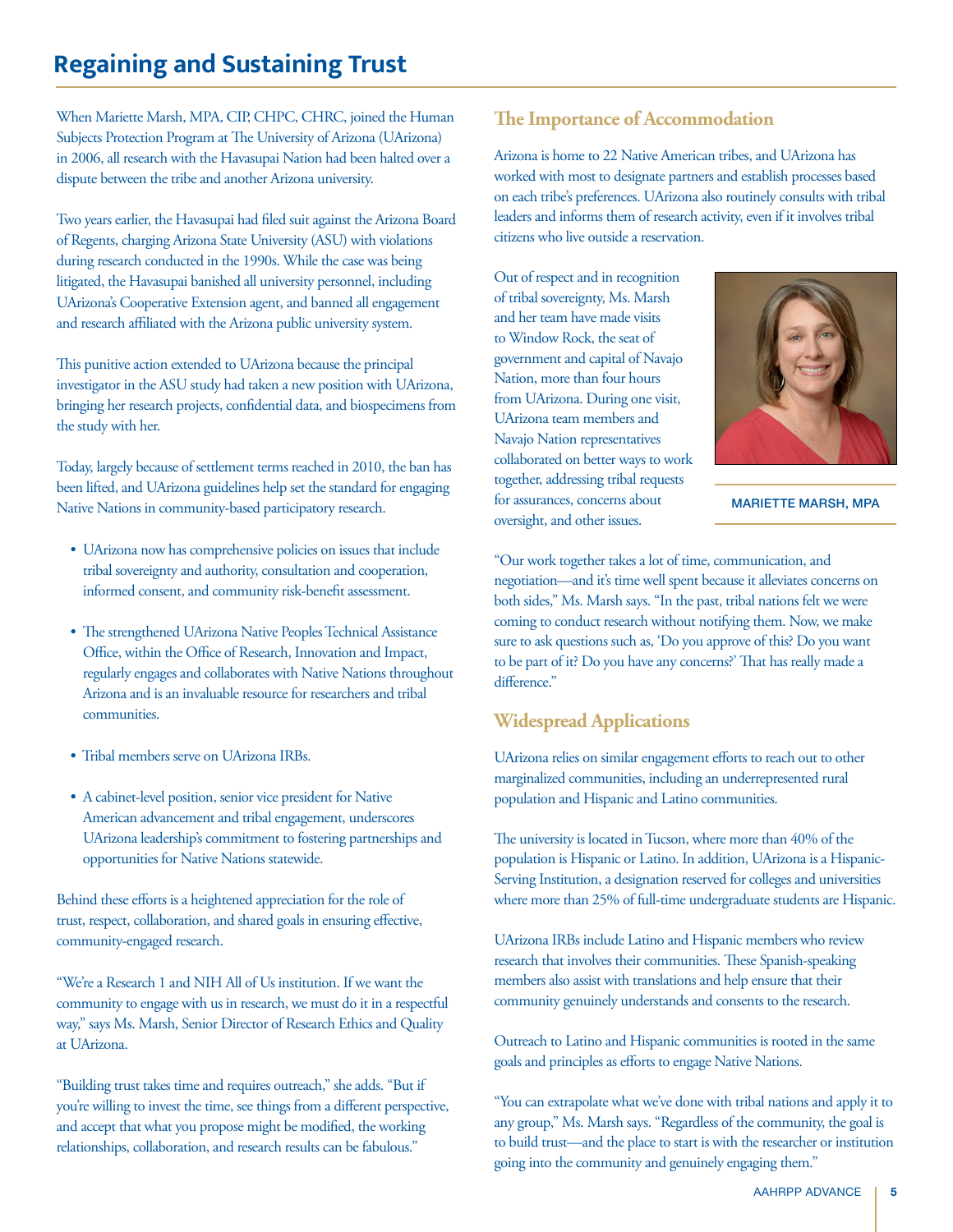# Regaining and Sustaining Trust

When Mariette Marsh, MPA, CIP, CHPC, CHRC, joined the Human Subjects Protection Program at The University of Arizona (UArizona) in 2006, all research with the Havasupai Nation had been halted over a dispute between the tribe and another Arizona university.

Two years earlier, the Havasupai had filed suit against the Arizona Board of Regents, charging Arizona State University (ASU) with violations during research conducted in the 1990s. While the case was being litigated, the Havasupai banished all university personnel, including UArizona's Cooperative Extension agent, and banned all engagement and research affiliated with the Arizona public university system.

This punitive action extended to UArizona because the principal investigator in the ASU study had taken a new position with UArizona, bringing her research projects, confidential data, and biospecimens from the study with her.

Today, largely because of settlement terms reached in 2010, the ban has been lifted, and UArizona guidelines help set the standard for engaging Native Nations in community-based participatory research.

- UArizona now has comprehensive policies on issues that include tribal sovereignty and authority, consultation and cooperation, informed consent, and community risk-benefit assessment.
- The strengthened UArizona Native Peoples Technical Assistance Office, within the Office of Research, Innovation and Impact, regularly engages and collaborates with Native Nations throughout Arizona and is an invaluable resource for researchers and tribal communities.
- Tribal members serve on UArizona IRBs.
- A cabinet-level position, senior vice president for Native American advancement and tribal engagement, underscores UArizona leadership's commitment to fostering partnerships and opportunities for Native Nations statewide.

Behind these efforts is a heightened appreciation for the role of trust, respect, collaboration, and shared goals in ensuring effective, community-engaged research.

"We're a Research 1 and NIH All of Us institution. If we want the community to engage with us in research, we must do it in a respectful way," says Ms. Marsh, Senior Director of Research Ethics and Quality at UArizona.

"Building trust takes time and requires outreach," she adds. "But if you're willing to invest the time, see things from a different perspective, and accept that what you propose might be modified, the working relationships, collaboration, and research results can be fabulous."

## The Importance of Accommodation

Arizona is home to 22 Native American tribes, and UArizona has worked with most to designate partners and establish processes based on each tribe's preferences. UArizona also routinely consults with tribal leaders and informs them of research activity, even if it involves tribal citizens who live outside a reservation.

Out of respect and in recognition of tribal sovereignty, Ms. Marsh and her team have made visits to Window Rock, the seat of government and capital of Navajo Nation, more than four hours from UArizona. During one visit, UArizona team members and Navajo Nation representatives collaborated on better ways to work together, addressing tribal requests for assurances, concerns about oversight, and other issues.

MARIETTE MARSH, MPA

"Our work together takes a lot of time, communication, and negotiation—and it's time well spent because it alleviates concerns on both sides," Ms. Marsh says. "In the past, tribal nations felt we were coming to conduct research without notifying them. Now, we make sure to ask questions such as, 'Do you approve of this? Do you want to be part of it? Do you have any concerns?' That has really made a difference."

## Widespread Applications

UArizona relies on similar engagement efforts to reach out to other marginalized communities, including an underrepresented rural population and Hispanic and Latino communities.

The university is located in Tucson, where more than 40% of the population is Hispanic or Latino. In addition, UArizona is a Hispanic-Serving Institution, a designation reserved for colleges and universities where more than 25% of full-time undergraduate students are Hispanic.

UArizona IRBs include Latino and Hispanic members who review research that involves their communities. These Spanish-speaking members also assist with translations and help ensure that their community genuinely understands and consents to the research.

Outreach to Latino and Hispanic communities is rooted in the same goals and principles as efforts to engage Native Nations.

"You can extrapolate what we've done with tribal nations and apply it to any group," Ms. Marsh says. "Regardless of the community, the goal is to build trust—and the place to start is with the researcher or institution going into the community and genuinely engaging them."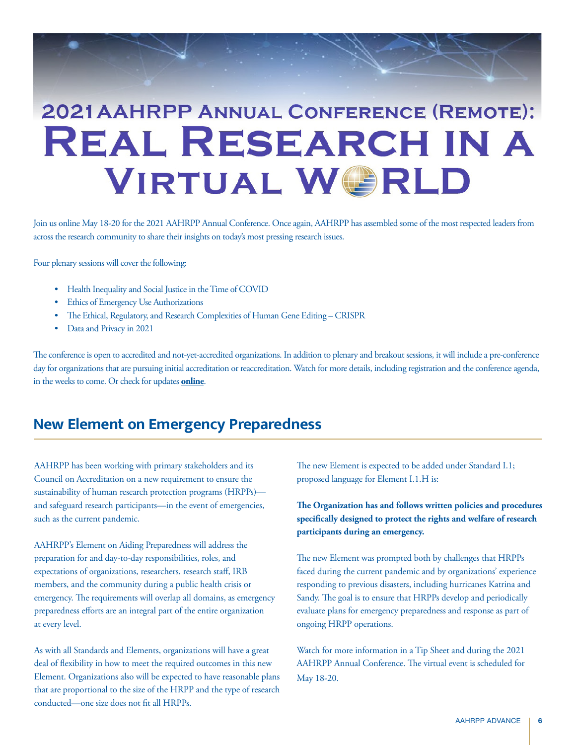# 2021 AAHRPP Annual Conference (Remote): Real Research in a Virtual World

Join us online May 18-20 for the 2021 AAHRPP Annual Conference. Once again, AAHRPP has assembled some of the most respected leaders from across the research community to share their insights on today's most pressing research issues.

Four plenary sessions will cover the following:

- Health Inequality and Social Justice in the Time of COVID
- Ethics of Emergency Use Authorizations
- The Ethical, Regulatory, and Research Complexities of Human Gene Editing – CRISPR
- Data and Privacy in 2021

The conference is open to accredited and not-yet-accredited organizations. In addition to plenary and breakout sessions, it will include a pre-conference day for organizations that are pursuing initial accreditation or reaccreditation. Watch for more details, including registration and the conference agenda, in the weeks to come. Or check for updates **online**.

## New Element on Emergency Preparedness

AAHRPP has been working with primary stakeholders and its Council on Accreditation on a new requirement to ensure the sustainability of human research protection programs (HRPPs)—and safeguard research participants—in the event of emergencies, such as the current pandemic.

AAHRPP's Element on Aiding Preparedness will address the preparation for and day-to-day responsibilities, roles, and expectations of organizations, researchers, research staff, IRB members, and the community during a public health crisis or emergency. The requirements will overlap all domains, as emergency preparedness efforts are an integral part of the entire organization at every level.

As with all Standards and Elements, organizations will have a great deal of flexibility in how to meet the required outcomes in this new Element. Organizations also will be expected to have reasonable plans that are proportional to the size of the HRPP and the type of research conducted—one size does not fit all HRPPs.

The new Element is expected to be added under Standard I.1; proposed language for Element I.1.H is:

**The Organization has and follows written policies and procedures specifically designed to protect the rights and welfare of research participants during an emergency.**

The new Element was prompted both by challenges that HRPPs faced during the current pandemic and by organizations' experience responding to previous disasters, including hurricanes Katrina and Sandy. The goal is to ensure that HRPPs develop and periodically evaluate plans for emergency preparedness and response as part of ongoing HRPP operations.

Watch for more information in a Tip Sheet and during the 2021 AAHRPP Annual Conference. The virtual event is scheduled for May 18-20.